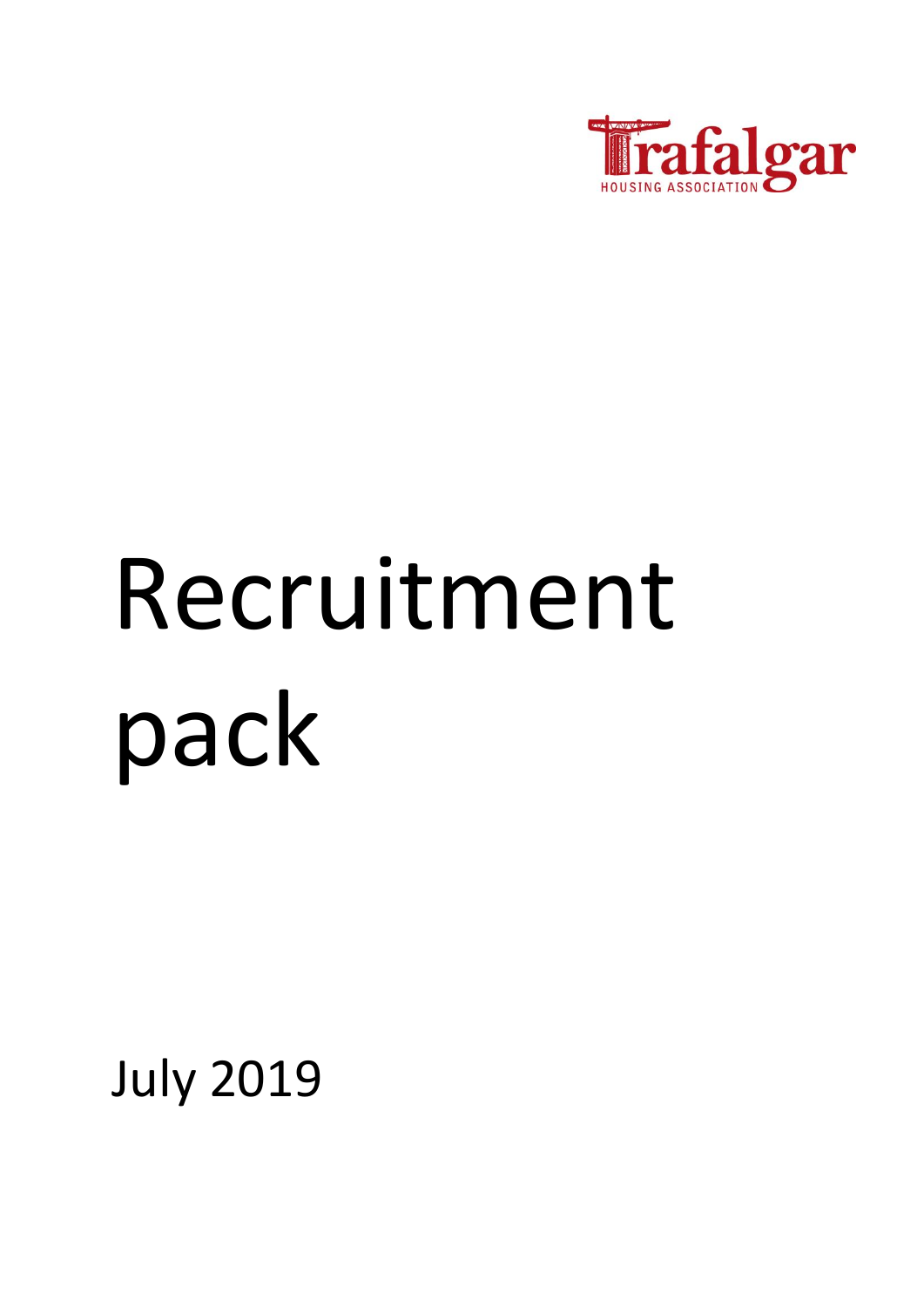Trafalgar

HOUSING ASSOCIATION

# Recruitment pack

July 2019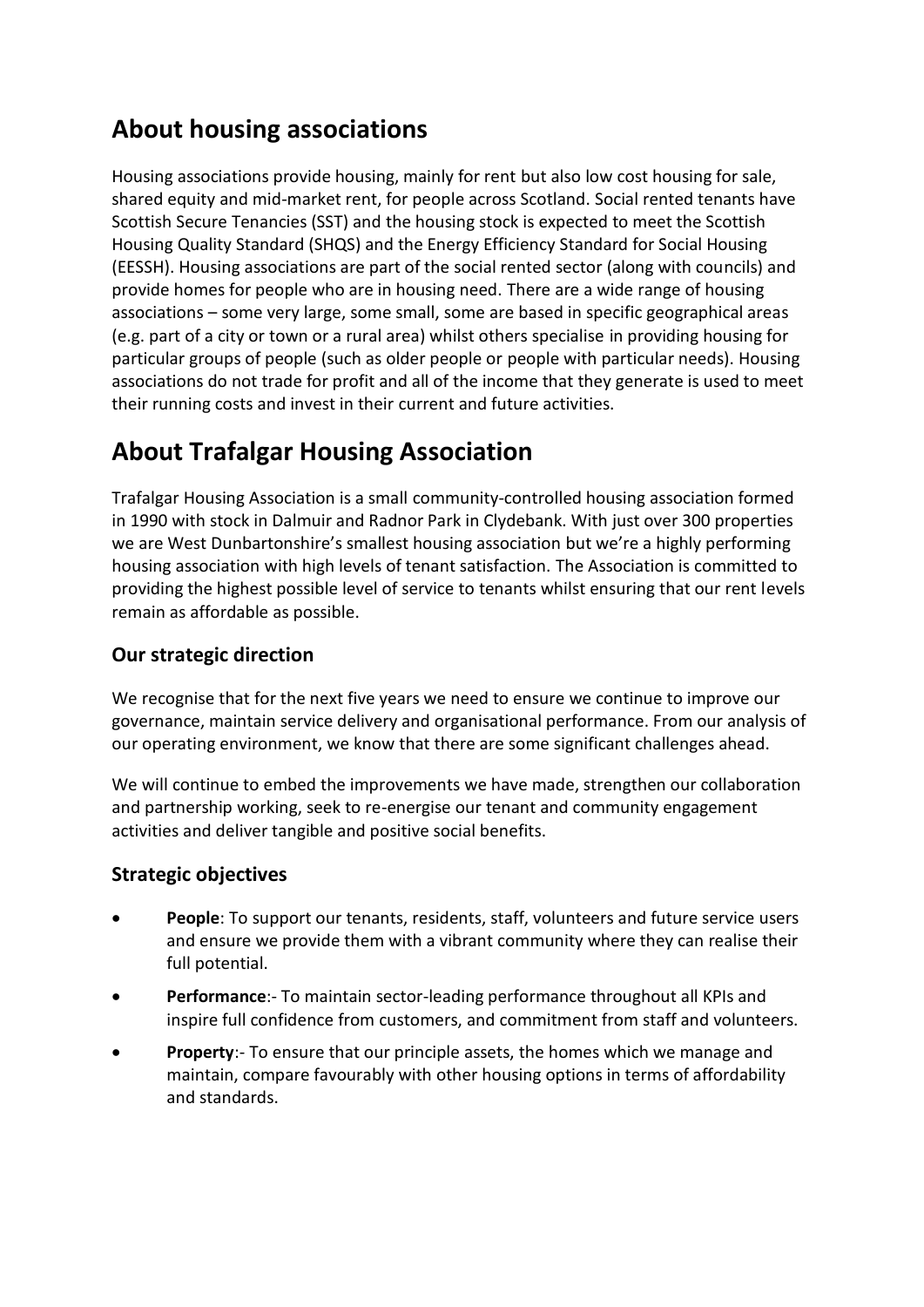# About housing associations

Housing associations provide housing, mainly for rent but also low cost housing for sale, shared equity and mid-market rent, for people across Scotland. Social rented tenants have Scottish Secure Tenancies (SST) and the housing stock is expected to meet the Scottish Housing Quality Standard (SHQS) and the Energy Efficiency Standard for Social Housing (EESSH). Housing associations are part of the social rented sector (along with councils) and provide homes for people who are in housing need. There are a wide range of housing associations – some very large, some small, some are based in specific geographical areas (e.g. part of a city or town or a rural area) whilst others specialise in providing housing for particular groups of people (such as older people or people with particular needs). Housing associations do not trade for profit and all of the income that they generate is used to meet their running costs and invest in their current and future activities.

# About Trafalgar Housing Association

Trafalgar Housing Association is a small community-controlled housing association formed in 1990 with stock in Dalmuir and Radnor Park in Clydebank. With just over 300 properties we are West Dunbartonshire's smallest housing association but we're a highly performing housing association with high levels of tenant satisfaction. The Association is committed to providing the highest possible level of service to tenants whilst ensuring that our rent levels remain as affordable as possible.

## Our strategic direction

We recognise that for the next five years we need to ensure we continue to improve our governance, maintain service delivery and organisational performance. From our analysis of our operating environment, we know that there are some significant challenges ahead.

We will continue to embed the improvements we have made, strengthen our collaboration and partnership working, seek to re-energise our tenant and community engagement activities and deliver tangible and positive social benefits.

## Strategic objectives

- **People**: To support our tenants, residents, staff, volunteers and future service users and ensure we provide them with a vibrant community where they can realise their full potential.
- **Performance**:- To maintain sector-leading performance throughout all KPIs and inspire full confidence from customers, and commitment from staff and volunteers.
- **Property**:- To ensure that our principle assets, the homes which we manage and maintain, compare favourably with other housing options in terms of affordability and standards.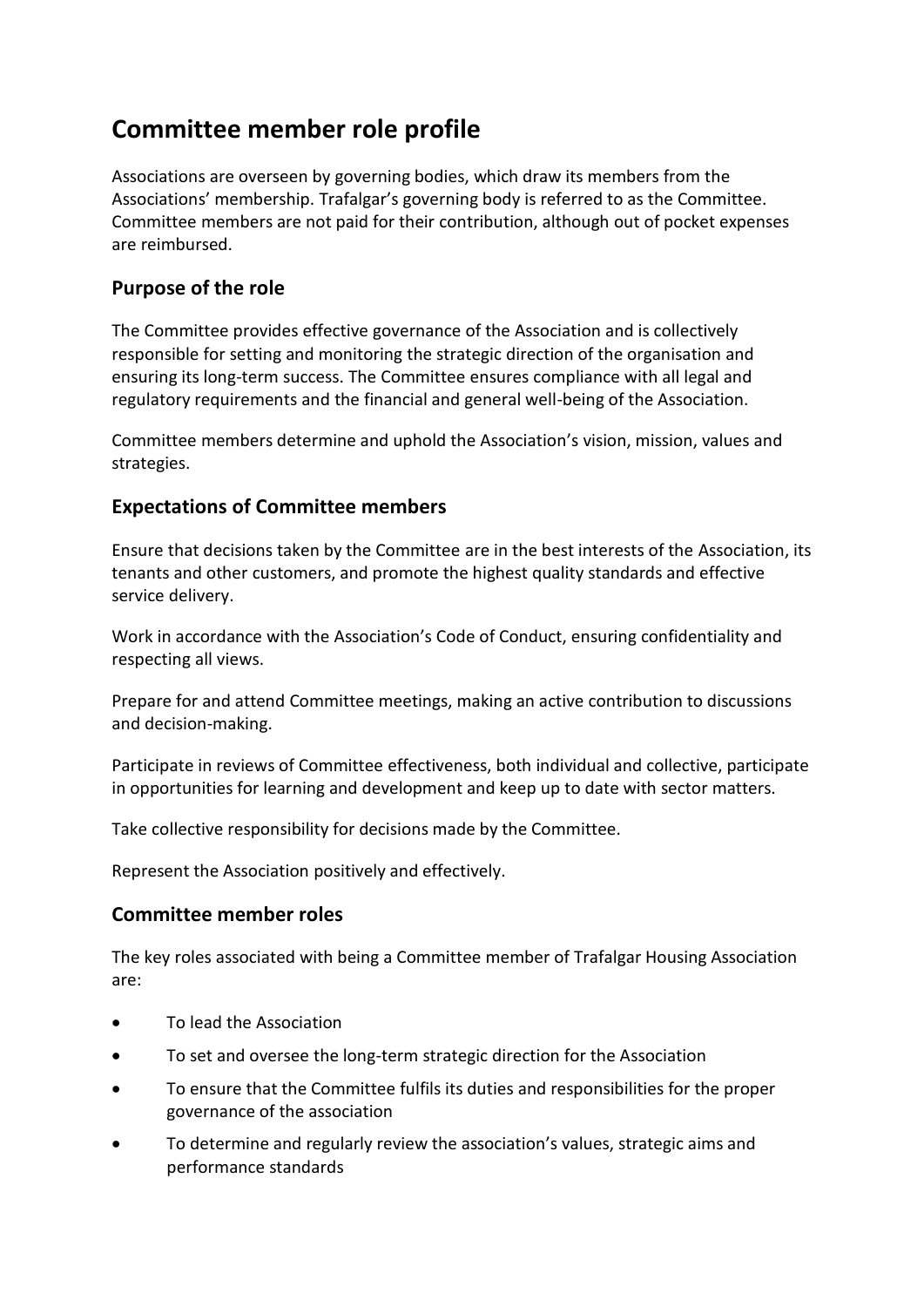# Committee member role profile

Associations are overseen by governing bodies, which draw its members from the Associations' membership. Trafalgar's governing body is referred to as the Committee. Committee members are not paid for their contribution, although out of pocket expenses are reimbursed.

## Purpose of the role

The Committee provides effective governance of the Association and is collectively responsible for setting and monitoring the strategic direction of the organisation and ensuring its long-term success. The Committee ensures compliance with all legal and regulatory requirements and the financial and general well-being of the Association.

Committee members determine and uphold the Association's vision, mission, values and strategies.

## Expectations of Committee members

Ensure that decisions taken by the Committee are in the best interests of the Association, its tenants and other customers, and promote the highest quality standards and effective service delivery.

Work in accordance with the Association's Code of Conduct, ensuring confidentiality and respecting all views.

Prepare for and attend Committee meetings, making an active contribution to discussions and decision-making.

Participate in reviews of Committee effectiveness, both individual and collective, participate in opportunities for learning and development and keep up to date with sector matters.

Take collective responsibility for decisions made by the Committee.

Represent the Association positively and effectively.

## Committee member roles

The key roles associated with being a Committee member of Trafalgar Housing Association are:

- To lead the Association
- To set and oversee the long-term strategic direction for the Association
- To ensure that the Committee fulfils its duties and responsibilities for the proper governance of the association
- To determine and regularly review the association's values, strategic aims and performance standards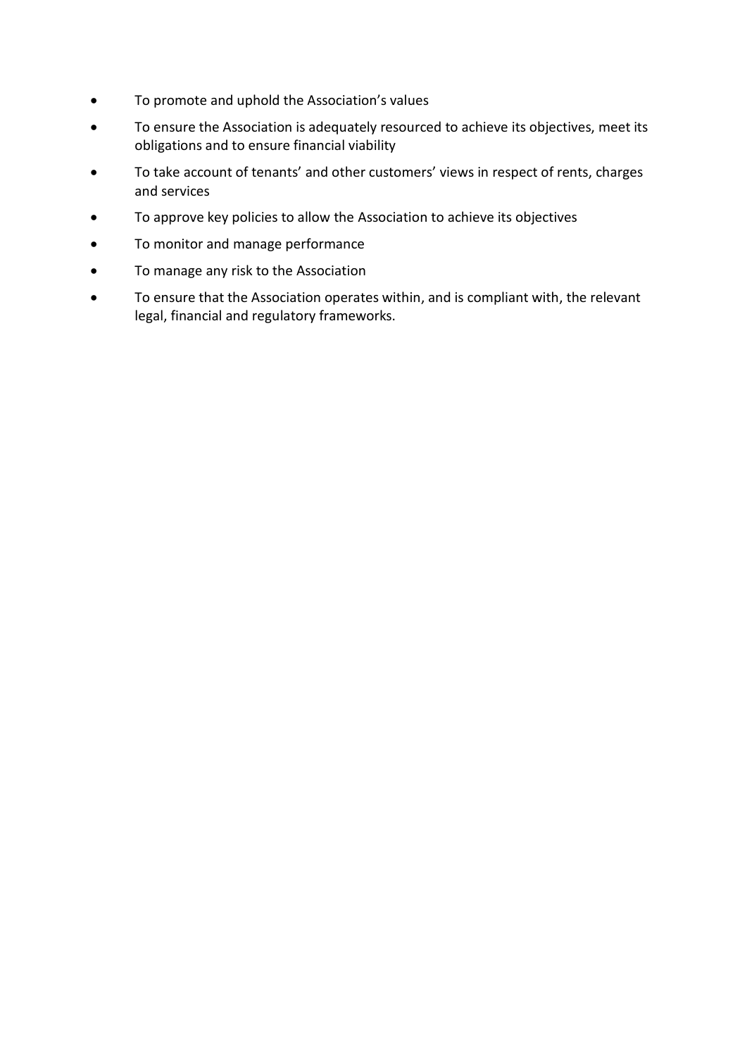- To promote and uphold the Association's values
- To ensure the Association is adequately resourced to achieve its objectives, meet its obligations and to ensure financial viability
- To take account of tenants' and other customers' views in respect of rents, charges and services
- To approve key policies to allow the Association to achieve its objectives
- To monitor and manage performance
- To manage any risk to the Association
- To ensure that the Association operates within, and is compliant with, the relevant legal, financial and regulatory frameworks.